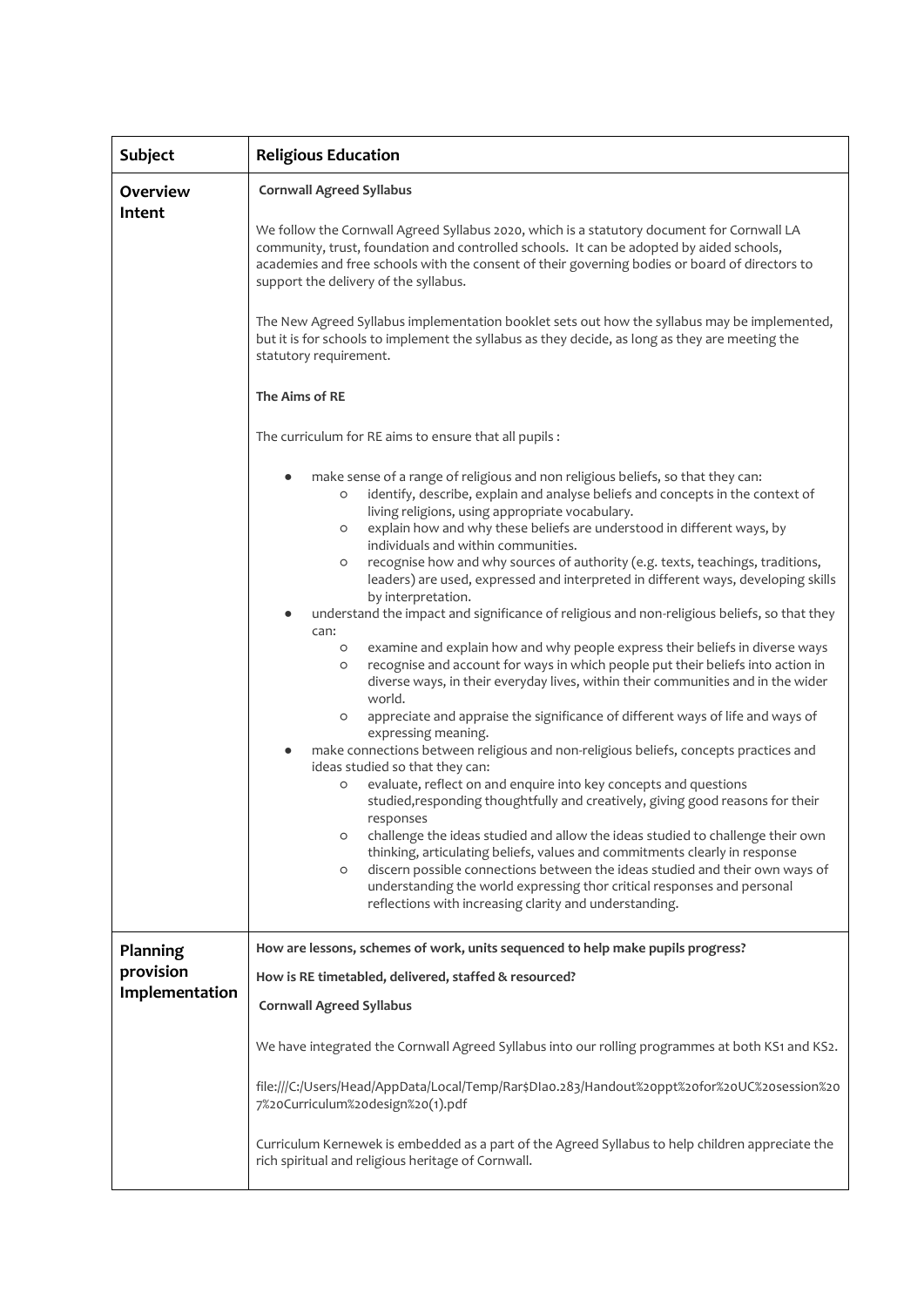| Subject | Religious Education |
|---|---|
| **Overview Intent** | **Cornwall Agreed Syllabus**<br><br>We follow the Cornwall Agreed Syllabus 2020, which is a statutory document for Cornwall LA community, trust, foundation and controlled schools. It can be adopted by aided schools, academies and free schools with the consent of their governing bodies or board of directors to support the delivery of the syllabus.<br><br>The New Agreed Syllabus implementation booklet sets out how the syllabus may be implemented, but it is for schools to implement the syllabus as they decide, as long as they are meeting the statutory requirement.<br><br>**The Aims of RE**<br><br>The curriculum for RE aims to ensure that all pupils :<br><br>● make sense of a range of religious and non religious beliefs, so that they can:<br>○ identify, describe, explain and analyse beliefs and concepts in the context of living religions, using appropriate vocabulary.<br>○ explain how and why these beliefs are understood in different ways, by individuals and within communities.<br>○ recognise how and why sources of authority (e.g. texts, teachings, traditions, leaders) are used, expressed and interpreted in different ways, developing skills by interpretation.<br>● understand the impact and significance of religious and non-religious beliefs, so that they can:<br>○ examine and explain how and why people express their beliefs in diverse ways<br>○ recognise and account for ways in which people put their beliefs into action in diverse ways, in their everyday lives, within their communities and in the wider world.<br>○ appreciate and appraise the significance of different ways of life and ways of expressing meaning.<br>● make connections between religious and non-religious beliefs, concepts practices and ideas studied so that they can:<br>○ evaluate, reflect on and enquire into key concepts and questions studied,responding thoughtfully and creatively, giving good reasons for their responses<br>○ challenge the ideas studied and allow the ideas studied to challenge their own thinking, articulating beliefs, values and commitments clearly in response<br>○ discern possible connections between the ideas studied and their own ways of understanding the world expressing thor critical responses and personal reflections with increasing clarity and understanding. |
| **Planning provision Implementation** | **How are lessons, schemes of work, units sequenced to help make pupils progress?**<br><br>**How is RE timetabled, delivered, staffed & resourced?**<br><br>**Cornwall Agreed Syllabus**<br><br>We have integrated the Cornwall Agreed Syllabus into our rolling programmes at both KS1 and KS2.<br><br>file:///C:/Users/Head/AppData/Local/Temp/Rar$DIa0.283/Handout%20ppt%20for%20UC%20session%207%20Curriculum%20design%20(1).pdf<br><br>Curriculum Kernewek is embedded as a part of the Agreed Syllabus to help children appreciate the rich spiritual and religious heritage of Cornwall. |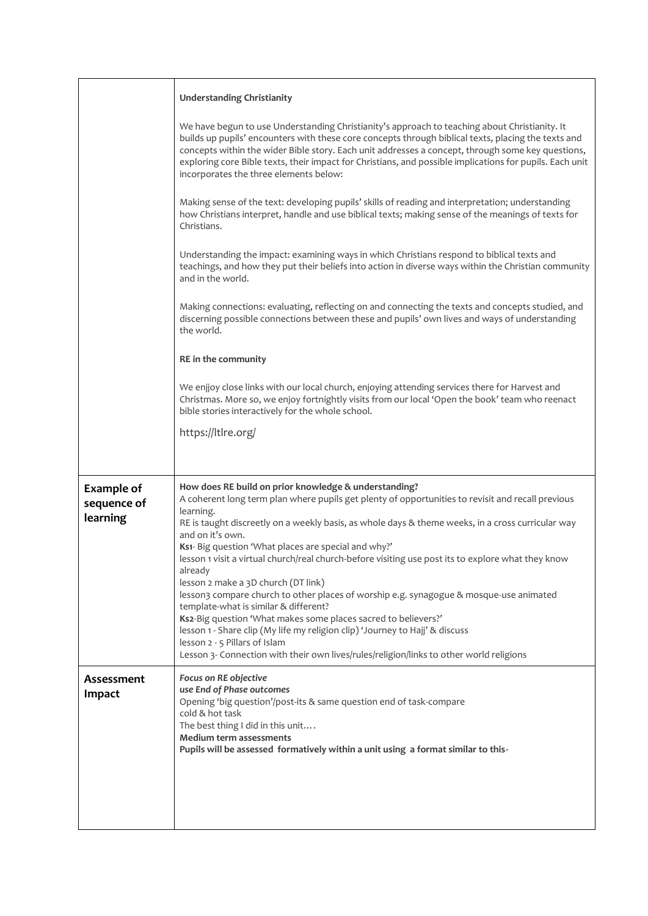|  |  |
|---|---|
|  | **Understanding Christianity**<br><br>We have begun to use Understanding Christianity's approach to teaching about Christianity. It builds up pupils' encounters with these core concepts through biblical texts, placing the texts and concepts within the wider Bible story. Each unit addresses a concept, through some key questions, exploring core Bible texts, their impact for Christians, and possible implications for pupils. Each unit incorporates the three elements below:<br><br>Making sense of the text: developing pupils' skills of reading and interpretation; understanding how Christians interpret, handle and use biblical texts; making sense of the meanings of texts for Christians.<br><br>Understanding the impact: examining ways in which Christians respond to biblical texts and teachings, and how they put their beliefs into action in diverse ways within the Christian community and in the world.<br><br>Making connections: evaluating, reflecting on and connecting the texts and concepts studied, and discerning possible connections between these and pupils' own lives and ways of understanding the world.<br><br>**RE in the community**<br><br>We enjjoy close links with our local church, enjoying attending services there for Harvest and Christmas. More so, we enjoy fortnightly visits from our local 'Open the book' team who reenact bible stories interactively for the whole school.<br><br>https://ltlre.org/ |
| **Example of sequence of learning** | **How does RE build on prior knowledge & understanding?**<br>A coherent long term plan where pupils get plenty of opportunities to revisit and recall previous learning.<br>RE is taught discreetly on a weekly basis, as whole days & theme weeks, in a cross curricular way and on it's own.<br>**Ks1**- Big question 'What places are special and why?'<br>lesson 1 visit a virtual church/real church-before visiting use post its to explore what they know already<br>lesson 2 make a 3D church (DT link)<br>lesson3 compare church to other places of worship e.g. synagogue & mosque-use animated template-what is similar & different?<br>**Ks2**-Big question 'What makes some places sacred to believers?'<br>lesson 1 - Share clip (My life my religion clip) 'Journey to Hajj' & discuss<br>lesson 2 - 5 Pillars of Islam<br>Lesson 3- Connection with their own lives/rules/religion/links to other world religions |
| **Assessment Impact** | ***Focus on RE objective***<br>***use End of Phase outcomes***<br>Opening 'big question'/post-its & same question end of task-compare<br>cold & hot task<br>The best thing I did in this unit….<br>**Medium term assessments**<br>**Pupils will be assessed formatively within a unit using a format similar to this-** |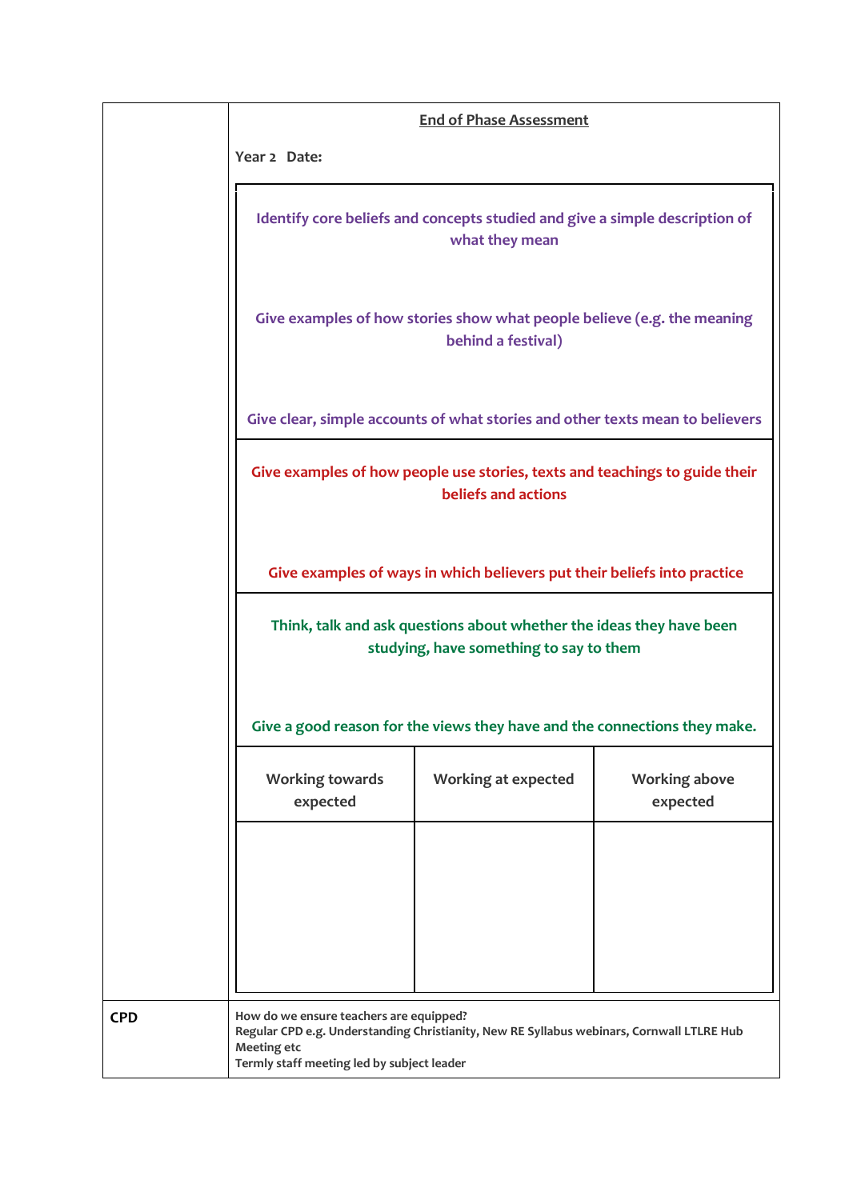| | |
|---|---|
| | **End of Phase Assessment**<br><br>**Year 2 Date:**<br><br>**Identify core beliefs and concepts studied and give a simple description of what they mean**<br><br>**Give examples of how stories show what people believe (e.g. the meaning behind a festival)**<br><br>**Give clear, simple accounts of what stories and other texts mean to believers**<br><br>**Give examples of how people use stories, texts and teachings to guide their beliefs and actions**<br><br>**Give examples of ways in which believers put their beliefs into practice**<br><br>**Think, talk and ask questions about whether the ideas they have been studying, have something to say to them**<br><br>**Give a good reason for the views they have and the connections they make.** |
| **CPD** | **How do we ensure teachers are equipped?**<br>**Regular CPD e.g. Understanding Christianity, New RE Syllabus webinars, Cornwall LTLRE Hub Meeting etc**<br>**Termly staff meeting led by subject leader** |

| Working towards expected | Working at expected | Working above expected |
|---|---|---|
| | | |